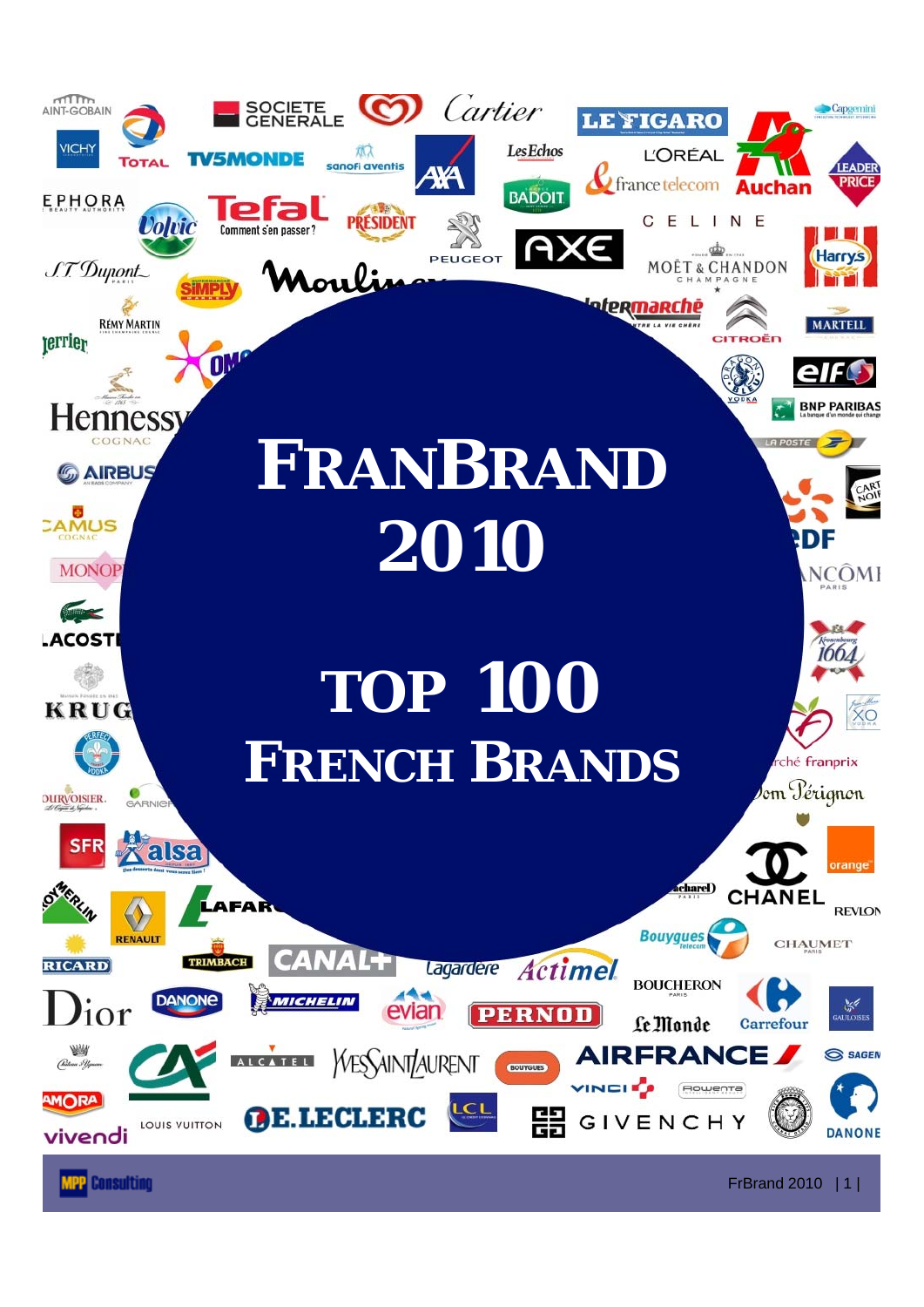# FRANBRAND 2010

# TOP 100 FRENCH BRANDS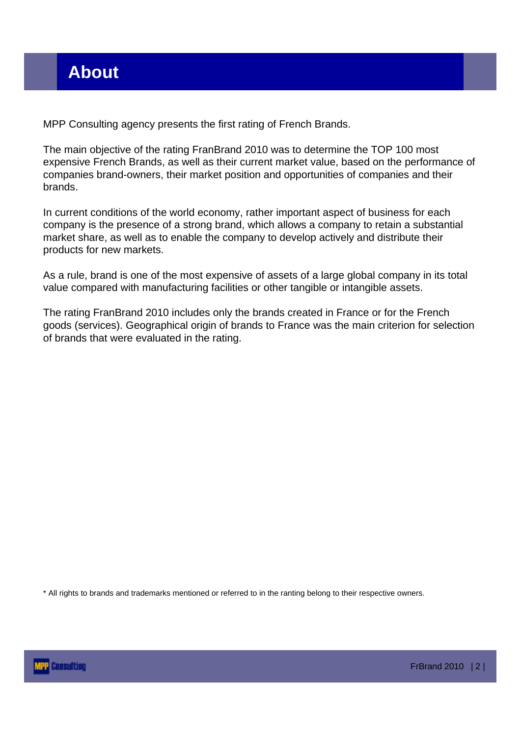# About

MPP Consulting agency presents the first rating of French Brands.

The main objective of the rating FranBrand 2010 was to determine the TOP 100 most expensive French Brands, as well as their current market value, based on the performance of companies brand-owners, their market position and opportunities of companies and their brands.

In current conditions of the world economy, rather important aspect of business for each company is the presence of a strong brand, which allows a company to retain a substantial market share, as well as to enable the company to develop actively and distribute their products for new markets.

As a rule, brand is one of the most expensive of assets of a large global company in its total value compared with manufacturing facilities or other tangible or intangible assets.

The rating FranBrand 2010 includes only the brands created in France or for the French goods (services). Geographical origin of brands to France was the main criterion for selection of brands that were evaluated in the rating.

* All rights to brands and trademarks mentioned or referred to in the ranting belong to their respective owners.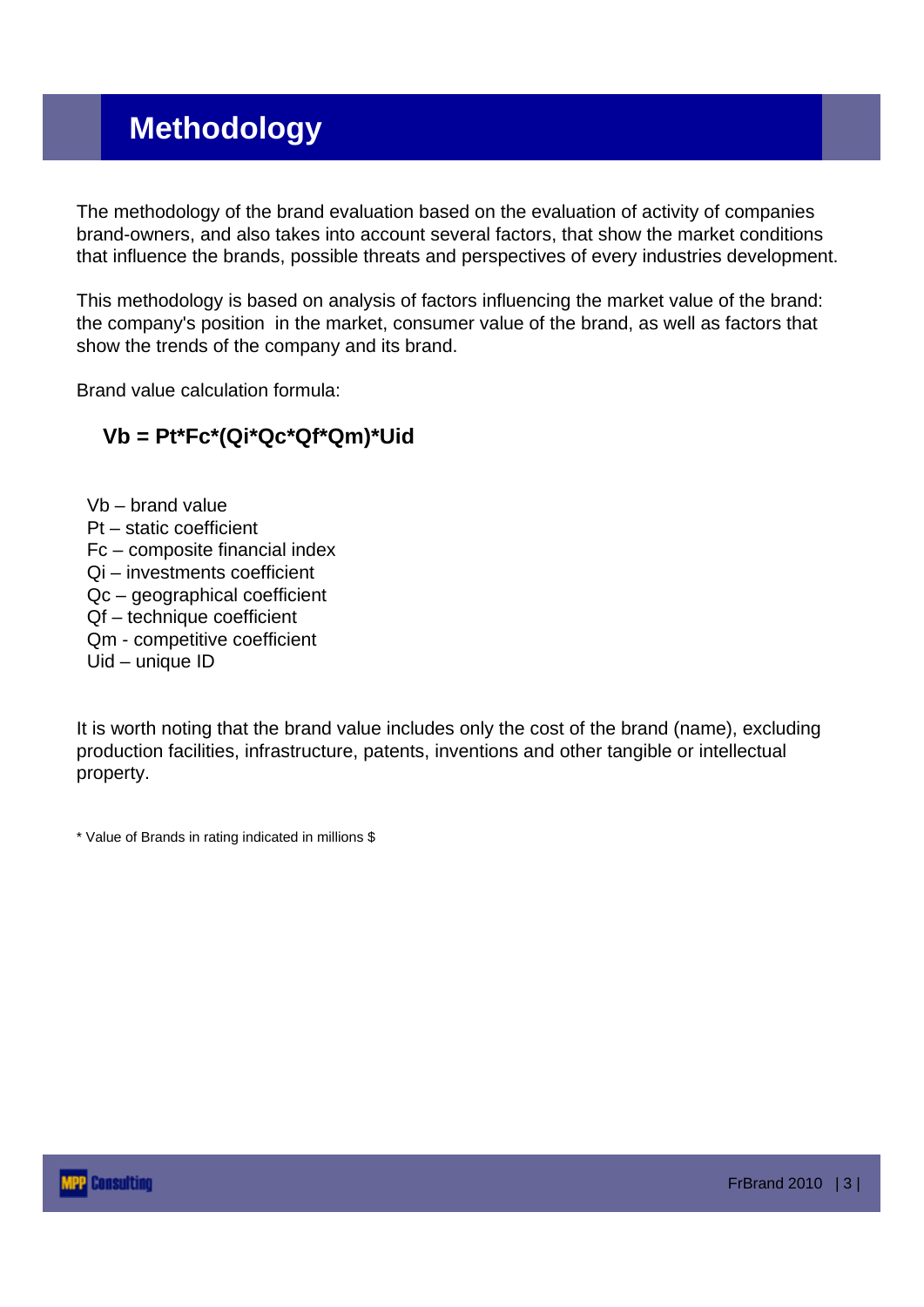# Methodology

The methodology of the brand evaluation based on the evaluation of activity of companies brand-owners, and also takes into account several factors, that show the market conditions that influence the brands, possible threats and perspectives of every industries development.

This methodology is based on analysis of factors influencing the market value of the brand: the company's position in the market, consumer value of the brand, as well as factors that show the trends of the company and its brand.

Brand value calculation formula:

$$Vb = Pt*Fc*(Qi*Qc*Qf*Qm)*Uid$$

Vb – brand value
Pt – static coefficient
Fc – composite financial index
Qi – investments coefficient
Qc – geographical coefficient
Qf – technique coefficient
Qm - competitive coefficient
Uid – unique ID

It is worth noting that the brand value includes only the cost of the brand (name), excluding production facilities, infrastructure, patents, inventions and other tangible or intellectual property.

* Value of Brands in rating indicated in millions $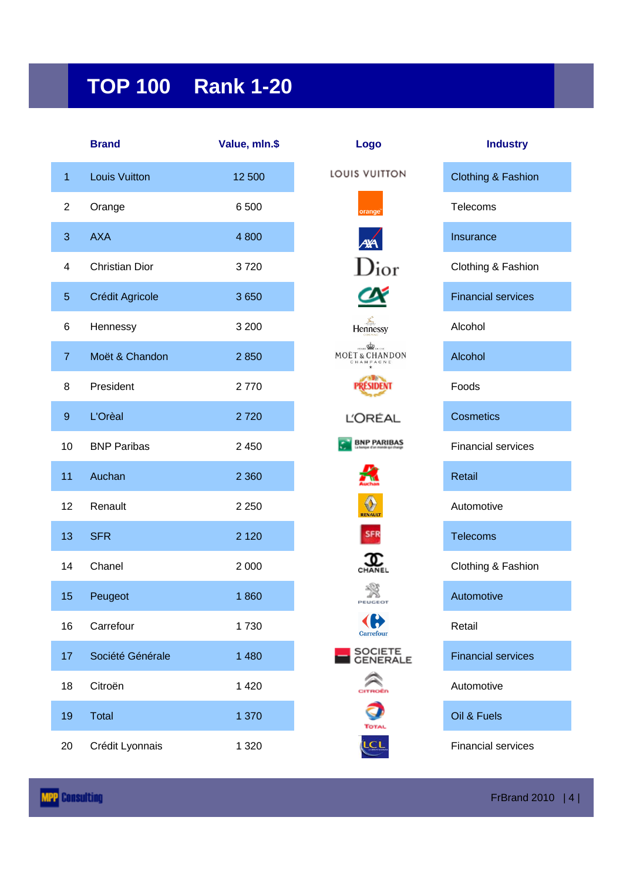# TOP 100 Rank 1-20

| | Brand | Value, mln.$ | Logo | Industry |
|---|---|---|---|---|
| 1 | Louis Vuitton | 12 500 | LOUIS VUITTON | Clothing & Fashion |
| 2 | Orange | 6 500 | orange | Telecoms |
| 3 | AXA | 4 800 | AXA | Insurance |
| 4 | Christian Dior | 3 720 | Dior | Clothing & Fashion |
| 5 | Crédit Agricole | 3 650 | CA | Financial services |
| 6 | Hennessy | 3 200 | Hennessy | Alcohol |
| 7 | Moët & Chandon | 2 850 | MOËT & CHANDON CHAMPAGNE | Alcohol |
| 8 | President | 2 770 | PRÉSIDENT | Foods |
| 9 | L'Orèal | 2 720 | L'ORÉAL | Cosmetics |
| 10 | BNP Paribas | 2 450 | BNP PARIBAS | Financial services |
| 11 | Auchan | 2 360 | Auchan | Retail |
| 12 | Renault | 2 250 | RENAULT | Automotive |
| 13 | SFR | 2 120 | SFR | Telecoms |
| 14 | Chanel | 2 000 | CHANEL | Clothing & Fashion |
| 15 | Peugeot | 1 860 | PEUGEOT | Automotive |
| 16 | Carrefour | 1 730 | Carrefour | Retail |
| 17 | Société Générale | 1 480 | SOCIETE GENERALE | Financial services |
| 18 | Citroën | 1 420 | CITROËN | Automotive |
| 19 | Total | 1 370 | TOTAL | Oil & Fuels |
| 20 | Crédit Lyonnais | 1 320 | LCL | Financial services |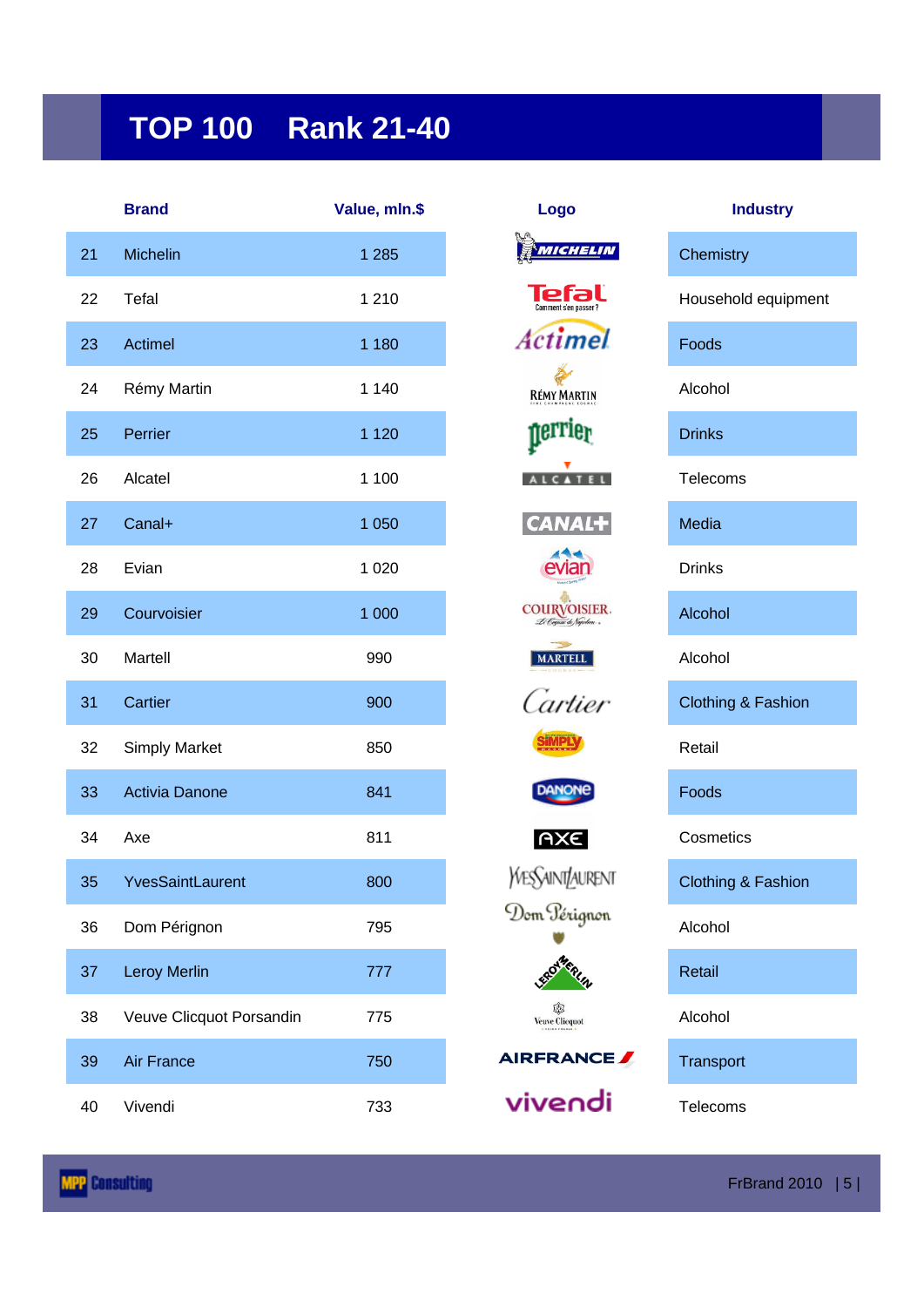# TOP 100 Rank 21-40

| | Brand | Value, mln.$ | Logo | Industry |
|---|---|---|---|---|
| 21 | Michelin | 1 285 | | Chemistry |
| 22 | Tefal | 1 210 | | Household equipment |
| 23 | Actimel | 1 180 | | Foods |
| 24 | Rémy Martin | 1 140 | | Alcohol |
| 25 | Perrier | 1 120 | | Drinks |
| 26 | Alcatel | 1 100 | | Telecoms |
| 27 | Canal+ | 1 050 | | Media |
| 28 | Evian | 1 020 | | Drinks |
| 29 | Courvoisier | 1 000 | | Alcohol |
| 30 | Martell | 990 | | Alcohol |
| 31 | Cartier | 900 | | Clothing & Fashion |
| 32 | Simply Market | 850 | | Retail |
| 33 | Activia Danone | 841 | | Foods |
| 34 | Axe | 811 | | Cosmetics |
| 35 | YvesSaintLaurent | 800 | | Clothing & Fashion |
| 36 | Dom Pérignon | 795 | | Alcohol |
| 37 | Leroy Merlin | 777 | | Retail |
| 38 | Veuve Clicquot Porsandin | 775 | | Alcohol |
| 39 | Air France | 750 | | Transport |
| 40 | Vivendi | 733 | | Telecoms |

MPP Consulting

FrBrand 2010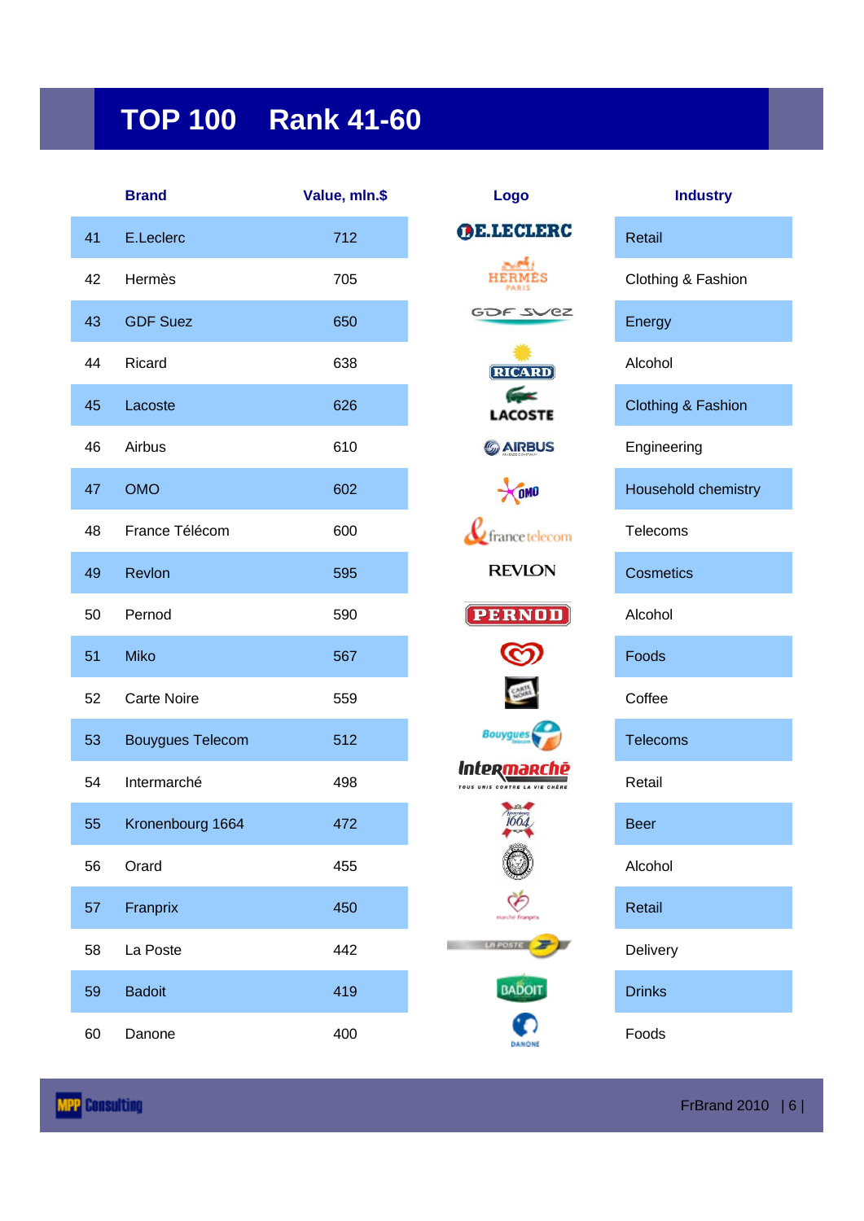# TOP 100 Rank 41-60

| | Brand | Value, mln.$ | Logo | Industry |
|---|---|---|---|---|
| 41 | E.Leclerc | 712 | | Retail |
| 42 | Hermès | 705 | | Clothing & Fashion |
| 43 | GDF Suez | 650 | | Energy |
| 44 | Ricard | 638 | | Alcohol |
| 45 | Lacoste | 626 | | Clothing & Fashion |
| 46 | Airbus | 610 | | Engineering |
| 47 | OMO | 602 | | Household chemistry |
| 48 | France Télécom | 600 | | Telecoms |
| 49 | Revlon | 595 | | Cosmetics |
| 50 | Pernod | 590 | | Alcohol |
| 51 | Miko | 567 | | Foods |
| 52 | Carte Noire | 559 | | Coffee |
| 53 | Bouygues Telecom | 512 | | Telecoms |
| 54 | Intermarché | 498 | | Retail |
| 55 | Kronenbourg 1664 | 472 | | Beer |
| 56 | Orard | 455 | | Alcohol |
| 57 | Franprix | 450 | | Retail |
| 58 | La Poste | 442 | | Delivery |
| 59 | Badoit | 419 | | Drinks |
| 60 | Danone | 400 | | Foods |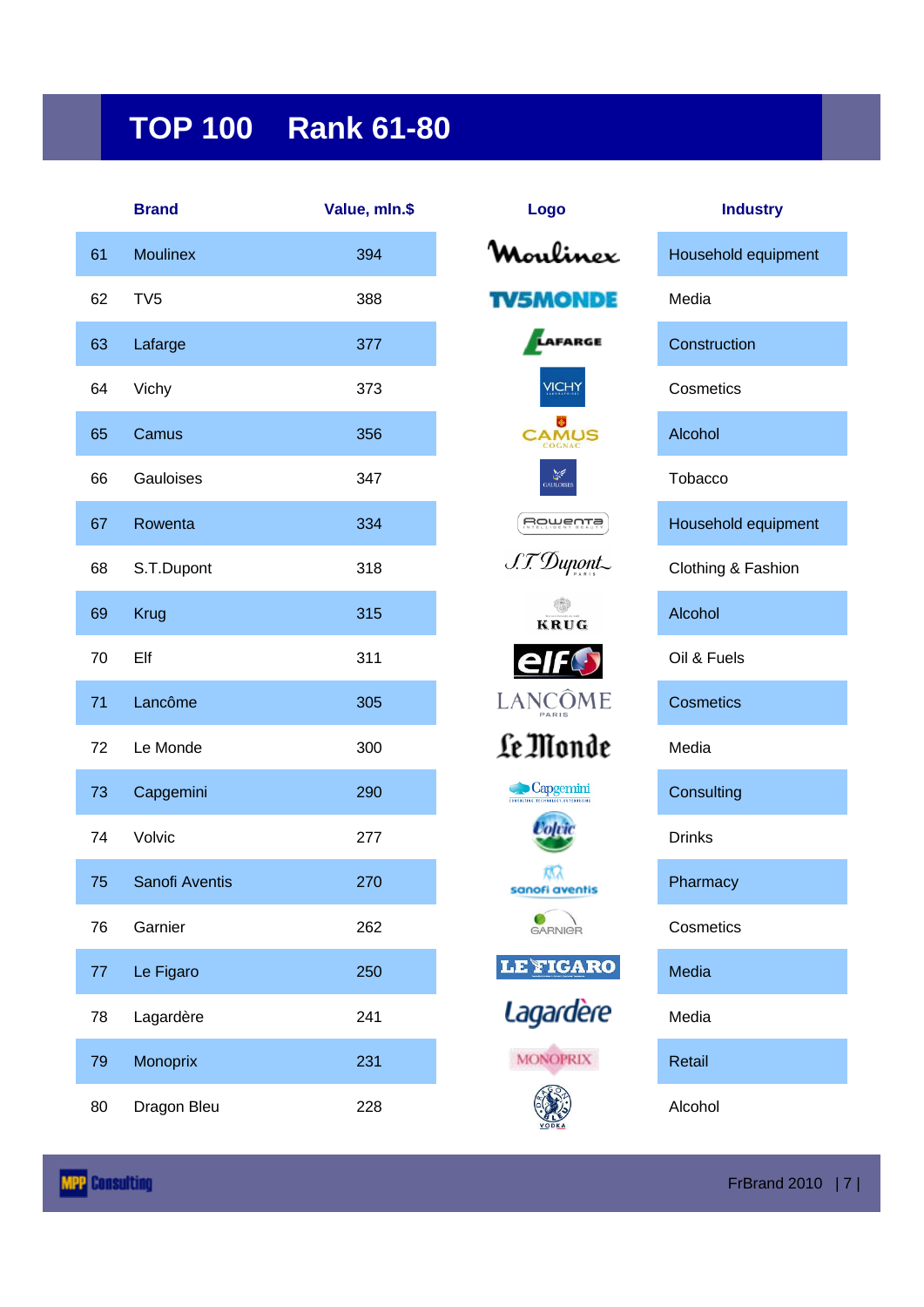# TOP 100 Rank 61-80

| | Brand | Value, mln.$ | Logo | Industry |
|---|---|---|---|---|
| 61 | Moulinex | 394 | Moulinex | Household equipment |
| 62 | TV5 | 388 | TV5MONDE | Media |
| 63 | Lafarge | 377 | LAFARGE | Construction |
| 64 | Vichy | 373 | VICHY | Cosmetics |
| 65 | Camus | 356 | CAMUS COGNAC | Alcohol |
| 66 | Gauloises | 347 | GAULOISES | Tobacco |
| 67 | Rowenta | 334 | ROWENTA | Household equipment |
| 68 | S.T.Dupont | 318 | S.T. Dupont PARIS | Clothing & Fashion |
| 69 | Krug | 315 | KRUG | Alcohol |
| 70 | Elf | 311 | elf | Oil & Fuels |
| 71 | Lancôme | 305 | LANCÔME PARIS | Cosmetics |
| 72 | Le Monde | 300 | Le Monde | Media |
| 73 | Capgemini | 290 | Capgemini | Consulting |
| 74 | Volvic | 277 | Volvic | Drinks |
| 75 | Sanofi Aventis | 270 | sanofi aventis | Pharmacy |
| 76 | Garnier | 262 | GARNIER | Cosmetics |
| 77 | Le Figaro | 250 | LE FIGARO | Media |
| 78 | Lagardère | 241 | Lagardère | Media |
| 79 | Monoprix | 231 | MONOPRIX | Retail |
| 80 | Dragon Bleu | 228 | DRAGON BLEU VODKA | Alcohol |

MPP Consulting FrBrand 2010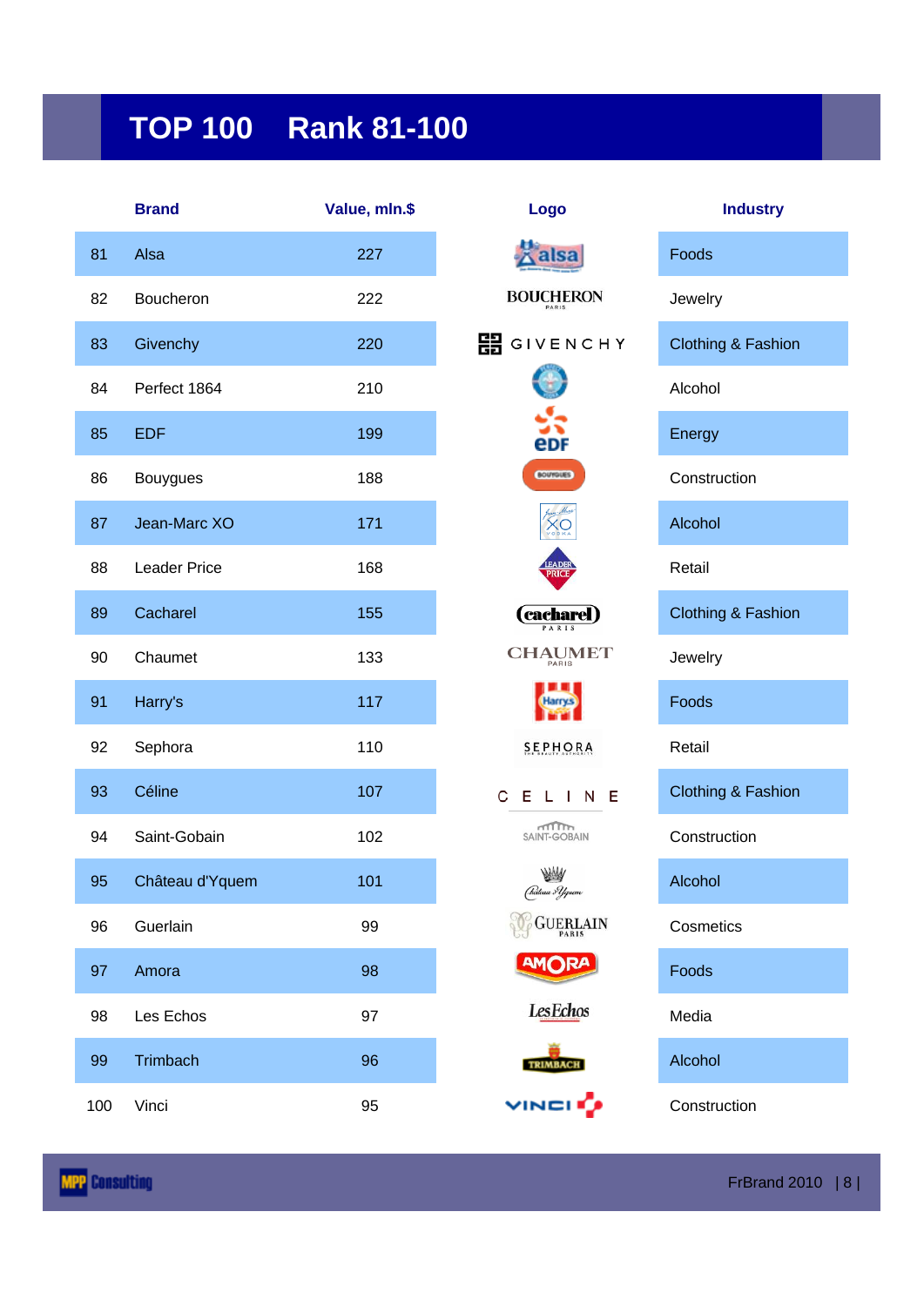# TOP 100 Rank 81-100

| | Brand | Value, mln.$ | Logo | Industry |
|---|---|---|---|---|
| 81 | Alsa | 227 | alsa | Foods |
| 82 | Boucheron | 222 | BOUCHERON PARIS | Jewelry |
| 83 | Givenchy | 220 | GIVENCHY | Clothing & Fashion |
| 84 | Perfect 1864 | 210 | | Alcohol |
| 85 | EDF | 199 | eDF | Energy |
| 86 | Bouygues | 188 | BOUYGUES | Construction |
| 87 | Jean-Marc XO | 171 | Jean-Marc XO VODKA | Alcohol |
| 88 | Leader Price | 168 | LEADER PRICE | Retail |
| 89 | Cacharel | 155 | cacharel PARIS | Clothing & Fashion |
| 90 | Chaumet | 133 | CHAUMET PARIS | Jewelry |
| 91 | Harry's | 117 | Harry's | Foods |
| 92 | Sephora | 110 | SEPHORA | Retail |
| 93 | Céline | 107 | CELINE | Clothing & Fashion |
| 94 | Saint-Gobain | 102 | SAINT-GOBAIN | Construction |
| 95 | Château d'Yquem | 101 | Château d'Yquem | Alcohol |
| 96 | Guerlain | 99 | GUERLAIN PARIS | Cosmetics |
| 97 | Amora | 98 | AMORA | Foods |
| 98 | Les Echos | 97 | LesEchos | Media |
| 99 | Trimbach | 96 | TRIMBACH | Alcohol |
| 100 | Vinci | 95 | VINCI | Construction |

MPP Consulting

FrBrand 2010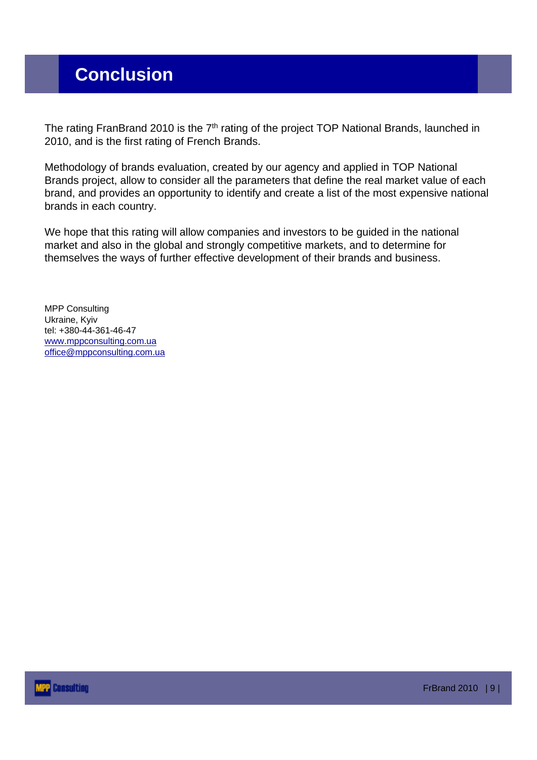# Conclusion

The rating FranBrand 2010 is the 7th rating of the project TOP National Brands, launched in 2010, and is the first rating of French Brands.

Methodology of brands evaluation, created by our agency and applied in TOP National Brands project, allow to consider all the parameters that define the real market value of each brand, and provides an opportunity to identify and create a list of the most expensive national brands in each country.

We hope that this rating will allow companies and investors to be guided in the national market and also in the global and strongly competitive markets, and to determine for themselves the ways of further effective development of their brands and business.

MPP Consulting
Ukraine, Kyiv
tel: +380-44-361-46-47
www.mppconsulting.com.ua
office@mppconsulting.com.ua